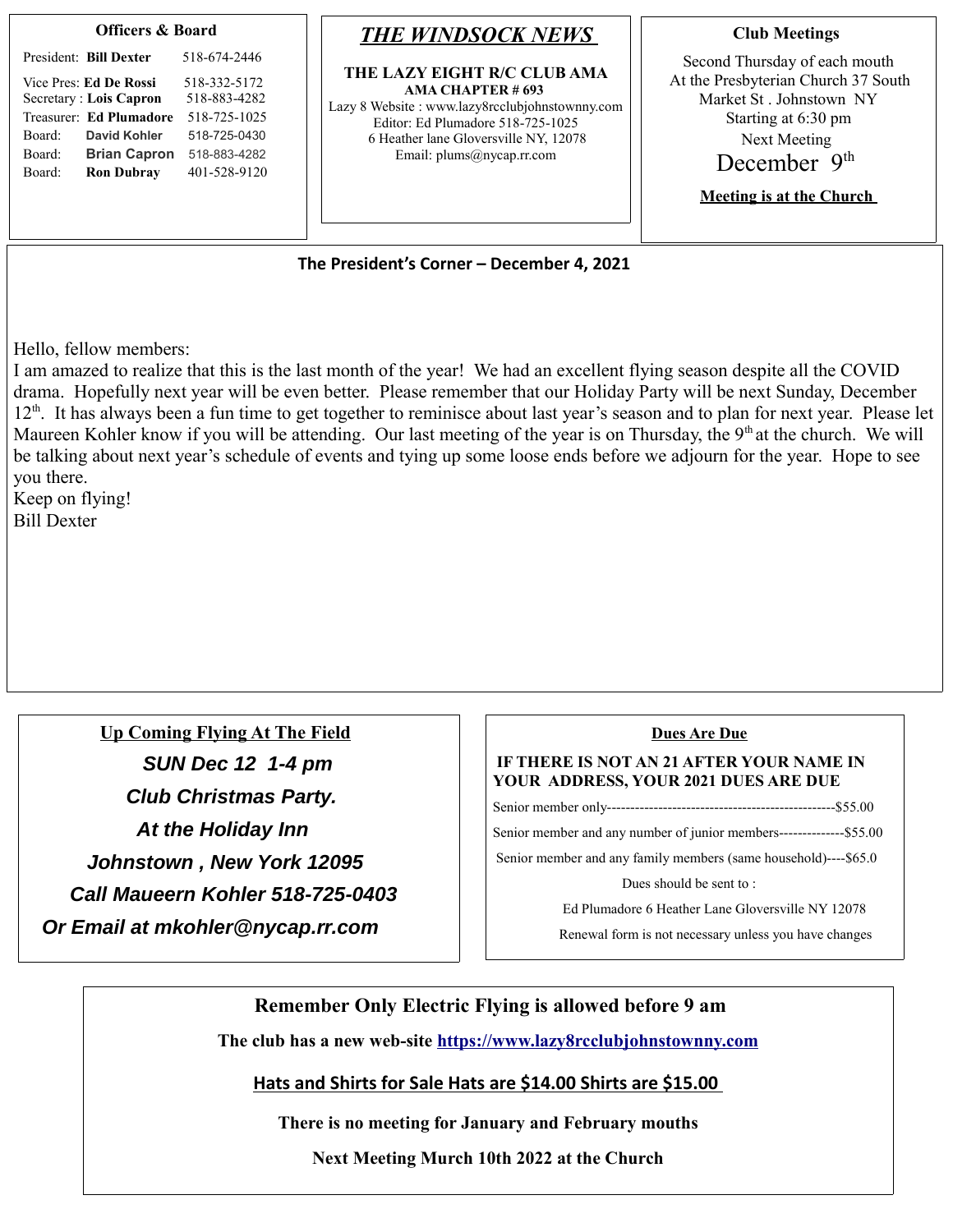**Officers & Board**

President: **Bill Dexter** 518-674-2446

Vice Pres: **Ed De Rossi** 518-332-5172

Secretary : **Lois Capron** 518-883-4282

Treasurer: **Ed Plumadore** 518-725-1025

Board: **David Kohler** 518-725-0430

Board: **Brian Capron** 518-883-4282

Board: **Ron Dubray** 401-528-9120

# *THE WINDSOCK NEWS*

**THE LAZY EIGHT R/C CLUB AMA**
**AMA CHAPTER # 693**
Lazy 8 Website : www.lazy8rcclubjohnstownny.com
Editor: Ed Plumadore 518-725-1025
6 Heather lane Gloversville NY, 12078
Email: plums@nycap.rr.com

**Club Meetings**

Second Thursday of each mouth
At the Presbyterian Church 37 South Market St . Johnstown NY
Starting at 6:30 pm
Next Meeting
December 9th

**Meeting is at the Church**

## The President's Corner – December 4, 2021

Hello, fellow members:
I am amazed to realize that this is the last month of the year! We had an excellent flying season despite all the COVID drama. Hopefully next year will be even better. Please remember that our Holiday Party will be next Sunday, December 12th. It has always been a fun time to get together to reminisce about last year's season and to plan for next year. Please let Maureen Kohler know if you will be attending. Our last meeting of the year is on Thursday, the 9th at the church. We will be talking about next year's schedule of events and tying up some loose ends before we adjourn for the year. Hope to see you there.
Keep on flying!
Bill Dexter

**Up Coming Flying At The Field**

***SUN Dec 12 1-4 pm***
***Club Christmas Party.***
***At the Holiday Inn***
***Johnstown , New York 12095***
***Call Maueern Kohler 518-725-0403***
***Or Email at mkohler@nycap.rr.com***

**Dues Are Due**

**IF THERE IS NOT AN 21 AFTER YOUR NAME IN YOUR ADDRESS, YOUR 2021 DUES ARE DUE**

Senior member only-------------------------------------------------$55.00

Senior member and any number of junior members--------------$55.00

Senior member and any family members (same household)----$65.0

Dues should be sent to :

Ed Plumadore 6 Heather Lane Gloversville NY 12078

Renewal form is not necessary unless you have changes

**Remember Only Electric Flying is allowed before 9 am**

**The club has a new web-site https://www.lazy8rcclubjohnstownny.com**

**Hats and Shirts for Sale Hats are $14.00 Shirts are $15.00**

**There is no meeting for January and February mouths**

**Next Meeting Murch 10th 2022 at the Church**